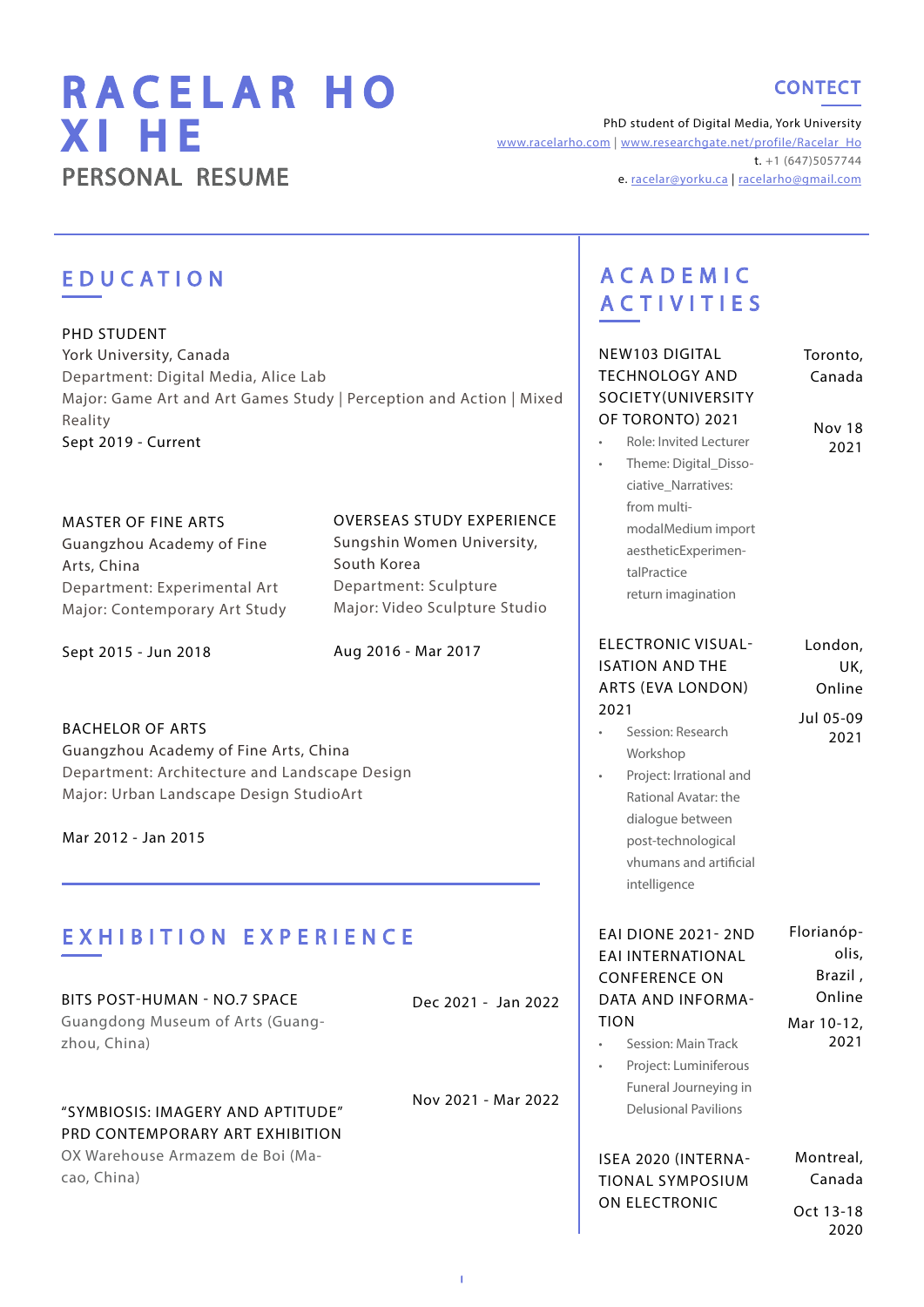# RACELAR HO XI HE

## PERSONAL RESUME

## CONTECT

PhD student of Digital Media, York University
www.racelarho.com | www.researchgate.net/profile/Racelar_Ho
t. +1 (647)5057744
e. racelar@yorku.ca | racelarho@gmail.com

## EDUCATION

PHD STUDENT
York University, Canada
Department: Digital Media, Alice Lab
Major: Game Art and Art Games Study | Perception and Action | Mixed Reality
Sept 2019 - Current

MASTER OF FINE ARTS
Guangzhou Academy of Fine Arts, China
Department: Experimental Art
Major: Contemporary Art Study

Sept 2015 - Jun 2018

OVERSEAS STUDY EXPERIENCE
Sungshin Women University, South Korea
Department: Sculpture
Major: Video Sculpture Studio

Aug 2016 - Mar 2017

BACHELOR OF ARTS
Guangzhou Academy of Fine Arts, China
Department: Architecture and Landscape Design
Major: Urban Landscape Design StudioArt

Mar 2012 - Jan 2015

## EXHIBITION EXPERIENCE

BITS POST-HUMAN - NO.7 SPACE — Dec 2021 - Jan 2022
Guangdong Museum of Arts (Guangzhou, China)

"SYMBIOSIS: IMAGERY AND APTITUDE" PRD CONTEMPORARY ART EXHIBITION — Nov 2021 - Mar 2022
OX Warehouse Armazem de Boi (Macao, China)

## ACADEMIC ACTIVITIES

NEW103 DIGITAL TECHNOLOGY AND SOCIETY(UNIVERSITY OF TORONTO) 2021 — Toronto, Canada — Nov 18 2021

- Role: Invited Lecturer
- Theme: Digital_Dissociative_Narratives: from multi-modalMedium import aestheticExperimentalPractice return imagination

ELECTRONIC VISUALISATION AND THE ARTS (EVA LONDON) 2021 — London, UK, Online — Jul 05-09 2021

- Session: Research Workshop
- Project: Irrational and Rational Avatar: the dialogue between post-technological vhumans and artificial intelligence

EAI DIONE 2021- 2ND EAI INTERNATIONAL CONFERENCE ON DATA AND INFORMATION — Florianópolis, Brazil , Online — Mar 10-12, 2021

- Session: Main Track
- Project: Luminiferous Funeral Journeying in Delusional Pavilions

ISEA 2020 (INTERNATIONAL SYMPOSIUM ON ELECTRONIC — Montreal, Canada — Oct 13-18 2020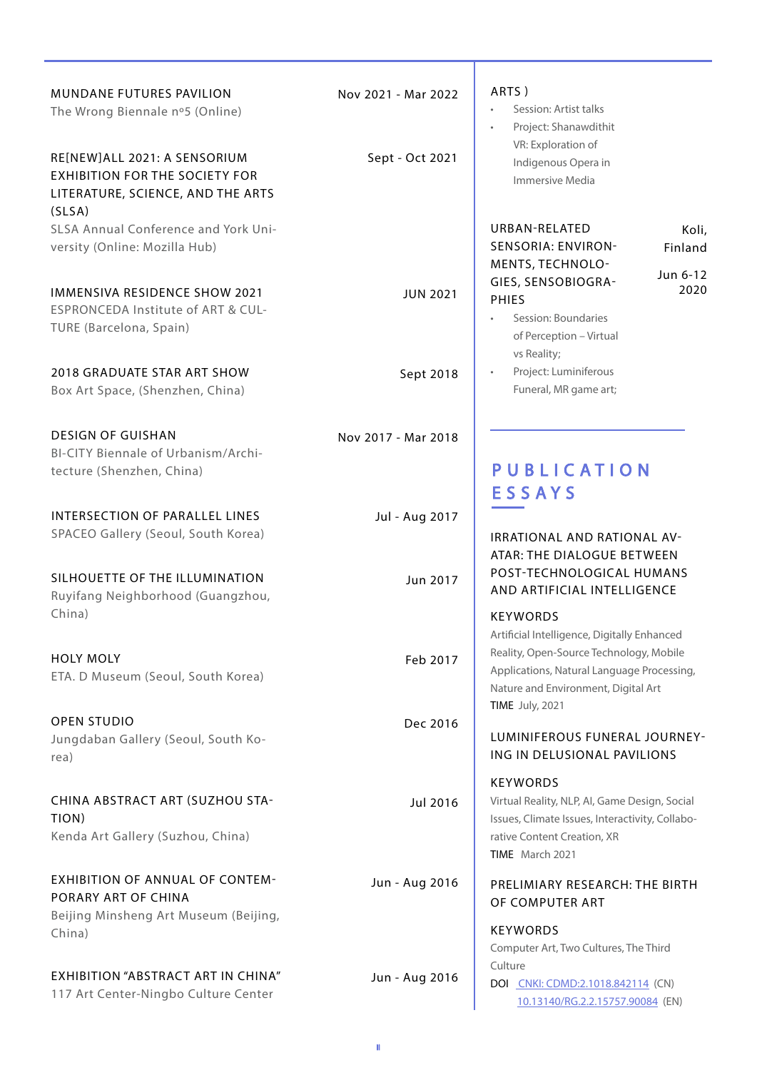MUNDANE FUTURES PAVILION — Nov 2021 - Mar 2022
The Wrong Biennale nº5 (Online)

RE[NEW]ALL 2021: A SENSORIUM EXHIBITION FOR THE SOCIETY FOR LITERATURE, SCIENCE, AND THE ARTS (SLSA) — Sept - Oct 2021
SLSA Annual Conference and York University (Online: Mozilla Hub)

IMMENSIVA RESIDENCE SHOW 2021 — JUN 2021
ESPRONCEDA Institute of ART & CULTURE (Barcelona, Spain)

2018 GRADUATE STAR ART SHOW — Sept 2018
Box Art Space, (Shenzhen, China)

DESIGN OF GUISHAN — Nov 2017 - Mar 2018
BI-CITY Biennale of Urbanism/Architecture (Shenzhen, China)

INTERSECTION OF PARALLEL LINES — Jul - Aug 2017
SPACEO Gallery (Seoul, South Korea)

SILHOUETTE OF THE ILLUMINATION — Jun 2017
Ruyifang Neighborhood (Guangzhou, China)

HOLY MOLY — Feb 2017
ETA. D Museum (Seoul, South Korea)

OPEN STUDIO — Dec 2016
Jungdaban Gallery (Seoul, South Korea)

CHINA ABSTRACT ART (SUZHOU STATION) — Jul 2016
Kenda Art Gallery (Suzhou, China)

EXHIBITION OF ANNUAL OF CONTEMPORARY ART OF CHINA — Jun - Aug 2016
Beijing Minsheng Art Museum (Beijing, China)

EXHIBITION "ABSTRACT ART IN CHINA" — Jun - Aug 2016
117 Art Center-Ningbo Culture Center

ARTS )

- Session: Artist talks
- Project: Shanawdithit VR: Exploration of Indigenous Opera in Immersive Media

URBAN-RELATED SENSORIA: ENVIRONMENTS, TECHNOLOGIES, SENSOBIOGRAPHIES — Koli, Finland — Jun 6-12 2020

- Session: Boundaries of Perception – Virtual vs Reality;
- Project: Luminiferous Funeral, MR game art;

## PUBLICATION ESSAYS

IRRATIONAL AND RATIONAL AVATAR: THE DIALOGUE BETWEEN POST-TECHNOLOGICAL HUMANS AND ARTIFICIAL INTELLIGENCE

KEYWORDS
Artificial Intelligence, Digitally Enhanced Reality, Open-Source Technology, Mobile Applications, Natural Language Processing, Nature and Environment, Digital Art
TIME July, 2021

LUMINIFEROUS FUNERAL JOURNEYING IN DELUSIONAL PAVILIONS

KEYWORDS
Virtual Reality, NLP, AI, Game Design, Social Issues, Climate Issues, Interactivity, Collaborative Content Creation, XR
TIME March 2021

PRELIMIARY RESEARCH: THE BIRTH OF COMPUTER ART

KEYWORDS
Computer Art, Two Cultures, The Third Culture
DOI CNKI: CDMD:2.1018.842114 (CN)
10.13140/RG.2.2.15757.90084 (EN)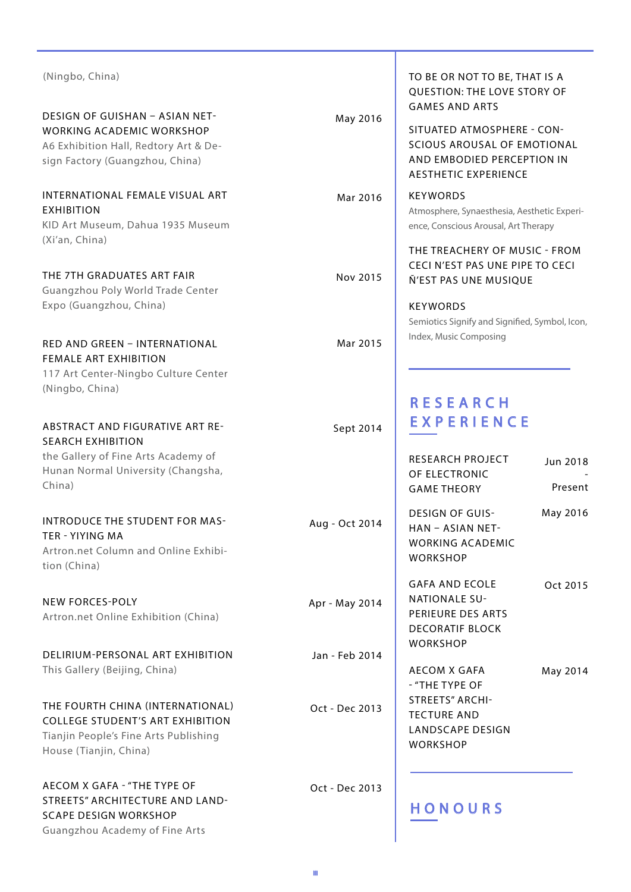(Ningbo, China)

DESIGN OF GUISHAN – ASIAN NETWORKING ACADEMIC WORKSHOP — May 2016
A6 Exhibition Hall, Redtory Art & Design Factory (Guangzhou, China)

INTERNATIONAL FEMALE VISUAL ART EXHIBITION — Mar 2016
KID Art Museum, Dahua 1935 Museum (Xi'an, China)

THE 7TH GRADUATES ART FAIR — Nov 2015
Guangzhou Poly World Trade Center Expo (Guangzhou, China)

RED AND GREEN – INTERNATIONAL FEMALE ART EXHIBITION — Mar 2015
117 Art Center-Ningbo Culture Center (Ningbo, China)

ABSTRACT AND FIGURATIVE ART RESEARCH EXHIBITION — Sept 2014
the Gallery of Fine Arts Academy of Hunan Normal University (Changsha, China)

INTRODUCE THE STUDENT FOR MASTER - YIYING MA — Aug - Oct 2014
Artron.net Column and Online Exhibition (China)

NEW FORCES-POLY — Apr - May 2014
Artron.net Online Exhibition (China)

DELIRIUM-PERSONAL ART EXHIBITION — Jan - Feb 2014
This Gallery (Beijing, China)

THE FOURTH CHINA (INTERNATIONAL) COLLEGE STUDENT'S ART EXHIBITION — Oct - Dec 2013
Tianjin People's Fine Arts Publishing House (Tianjin, China)

AECOM X GAFA - "THE TYPE OF STREETS" ARCHITECTURE AND LANDSCAPE DESIGN WORKSHOP — Oct - Dec 2013
Guangzhou Academy of Fine Arts

TO BE OR NOT TO BE, THAT IS A QUESTION: THE LOVE STORY OF GAMES AND ARTS

SITUATED ATMOSPHERE - CONSCIOUS AROUSAL OF EMOTIONAL AND EMBODIED PERCEPTION IN AESTHETIC EXPERIENCE

KEYWORDS
Atmosphere, Synaesthesia, Aesthetic Experience, Conscious Arousal, Art Therapy

THE TREACHERY OF MUSIC - FROM CECI N'EST PAS UNE PIPE TO CECI Ñ'EST PAS UNE MUSIQUE

KEYWORDS
Semiotics Signify and Signified, Symbol, Icon, Index, Music Composing

## RESEARCH EXPERIENCE

RESEARCH PROJECT OF ELECTRONIC GAME THEORY — Jun 2018 - Present

DESIGN OF GUISHAN – ASIAN NETWORKING ACADEMIC WORKSHOP — May 2016

GAFA AND ECOLE NATIONALE SUPERIEURE DES ARTS DECORATIF BLOCK WORKSHOP — Oct 2015

AECOM X GAFA - "THE TYPE OF STREETS" ARCHITECTURE AND LANDSCAPE DESIGN WORKSHOP — May 2014

## HONOURS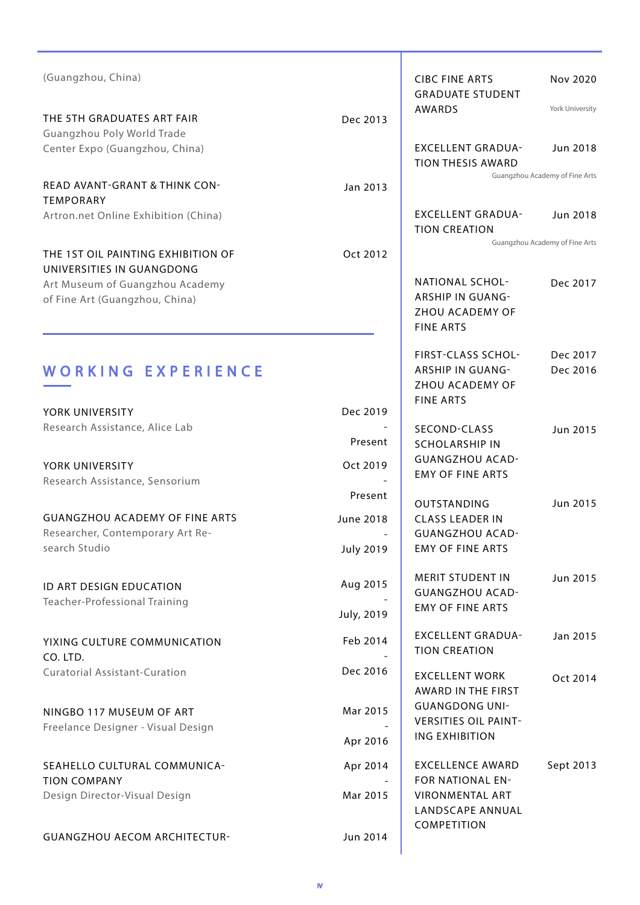(Guangzhou, China)

THE 5TH GRADUATES ART FAIR — Dec 2013
Guangzhou Poly World Trade Center Expo (Guangzhou, China)

READ AVANT-GRANT & THINK CONTEMPORARY — Jan 2013
Artron.net Online Exhibition (China)

THE 1ST OIL PAINTING EXHIBITION OF UNIVERSITIES IN GUANGDONG — Oct 2012
Art Museum of Guangzhou Academy of Fine Art (Guangzhou, China)

## WORKING EXPERIENCE

YORK UNIVERSITY — Dec 2019 - Present
Research Assistance, Alice Lab

YORK UNIVERSITY — Oct 2019 - Present
Research Assistance, Sensorium

GUANGZHOU ACADEMY OF FINE ARTS — June 2018 - July 2019
Researcher, Contemporary Art Research Studio

ID ART DESIGN EDUCATION — Aug 2015 - July, 2019
Teacher-Professional Training

YIXING CULTURE COMMUNICATION CO. LTD. — Feb 2014 - Dec 2016
Curatorial Assistant-Curation

NINGBO 117 MUSEUM OF ART — Mar 2015 - Apr 2016
Freelance Designer - Visual Design

SEAHELLO CULTURAL COMMUNICATION COMPANY — Apr 2014 - Mar 2015
Design Director-Visual Design

GUANGZHOU AECOM ARCHITECTUR- — Jun 2014

CIBC FINE ARTS GRADUATE STUDENT AWARDS — Nov 2020
York University

EXCELLENT GRADUATION THESIS AWARD — Jun 2018
Guangzhou Academy of Fine Arts

EXCELLENT GRADUATION CREATION — Jun 2018
Guangzhou Academy of Fine Arts

NATIONAL SCHOLARSHIP IN GUANGZHOU ACADEMY OF FINE ARTS — Dec 2017

FIRST-CLASS SCHOLARSHIP IN GUANGZHOU ACADEMY OF FINE ARTS — Dec 2017, Dec 2016

SECOND-CLASS SCHOLARSHIP IN GUANGZHOU ACADEMY OF FINE ARTS — Jun 2015

OUTSTANDING CLASS LEADER IN GUANGZHOU ACADEMY OF FINE ARTS — Jun 2015

MERIT STUDENT IN GUANGZHOU ACADEMY OF FINE ARTS — Jun 2015

EXCELLENT GRADUATION CREATION — Jan 2015

EXCELLENT WORK AWARD IN THE FIRST GUANGDONG UNIVERSITIES OIL PAINTING EXHIBITION — Oct 2014

EXCELLENCE AWARD FOR NATIONAL ENVIRONMENTAL ART LANDSCAPE ANNUAL COMPETITION — Sept 2013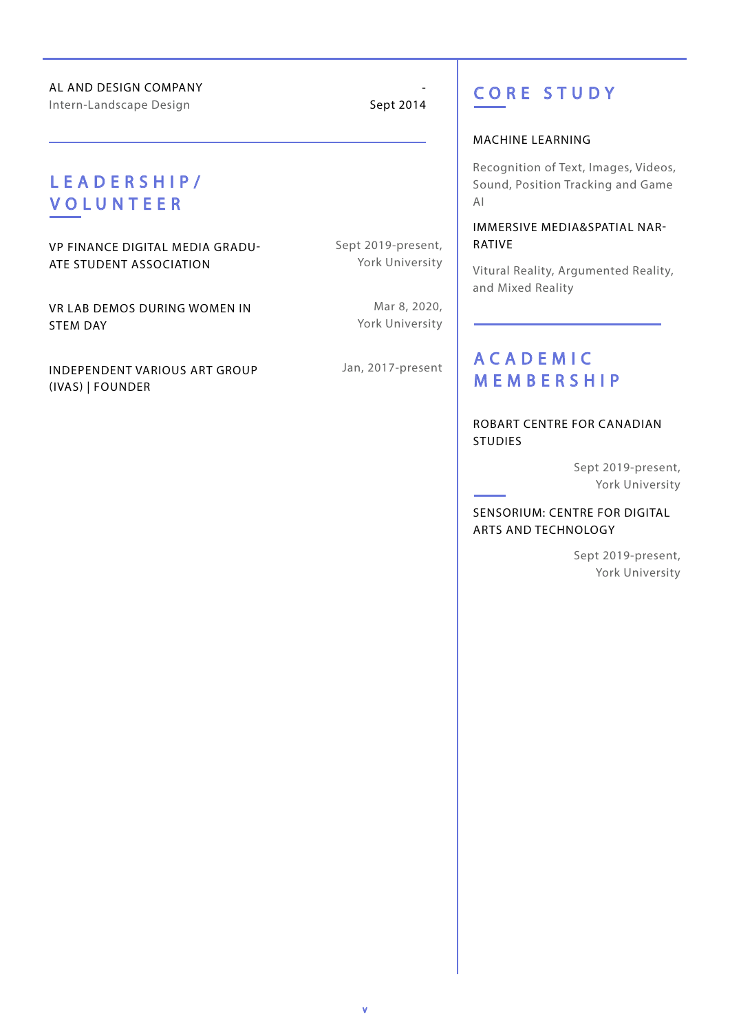AL AND DESIGN COMPANY
Intern-Landscape Design

-
Sept 2014

## LEADERSHIP/ VOLUNTEER

VP FINANCE DIGITAL MEDIA GRADUATE STUDENT ASSOCIATION

Sept 2019-present,
York University

VR LAB DEMOS DURING WOMEN IN STEM DAY

Mar 8, 2020,
York University

INDEPENDENT VARIOUS ART GROUP (IVAS) | FOUNDER

Jan, 2017-present

## CORE STUDY

MACHINE LEARNING

Recognition of Text, Images, Videos, Sound, Position Tracking and Game AI

IMMERSIVE MEDIA&SPATIAL NARRATIVE

Vitural Reality, Argumented Reality, and Mixed Reality

## ACADEMIC MEMBERSHIP

ROBART CENTRE FOR CANADIAN STUDIES

Sept 2019-present,
York University

SENSORIUM: CENTRE FOR DIGITAL ARTS AND TECHNOLOGY

Sept 2019-present,
York University